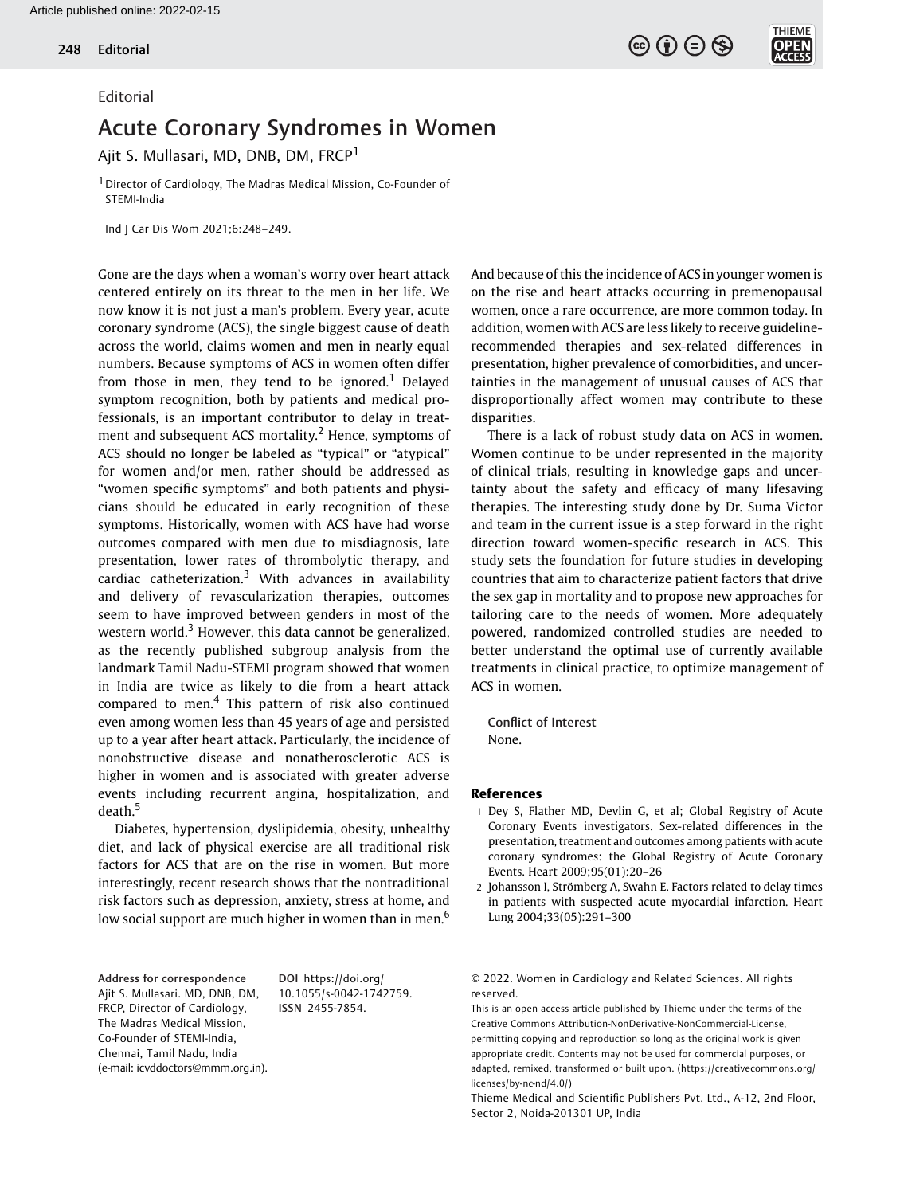Editorial

# Acute Coronary Syndromes in Women

Ajit S. Mullasari, MD, DNB, DM, FRCP[1]

[1] Director of Cardiology, The Madras Medical Mission, Co-Founder of STEMI-India

Ind J Car Dis Wom 2021;6:248–249.

Gone are the days when a woman's worry over heart attack centered entirely on its threat to the men in her life. We now know it is not just a man's problem. Every year, acute coronary syndrome (ACS), the single biggest cause of death across the world, claims women and men in nearly equal numbers. Because symptoms of ACS in women often differ from those in men, they tend to be ignored.[1] Delayed symptom recognition, both by patients and medical professionals, is an important contributor to delay in treatment and subsequent ACS mortality.[2] Hence, symptoms of ACS should no longer be labeled as "typical" or "atypical" for women and/or men, rather should be addressed as "women specific symptoms" and both patients and physicians should be educated in early recognition of these symptoms. Historically, women with ACS have had worse outcomes compared with men due to misdiagnosis, late presentation, lower rates of thrombolytic therapy, and cardiac catheterization.[3] With advances in availability and delivery of revascularization therapies, outcomes seem to have improved between genders in most of the western world.[3] However, this data cannot be generalized, as the recently published subgroup analysis from the landmark Tamil Nadu-STEMI program showed that women in India are twice as likely to die from a heart attack compared to men.[4] This pattern of risk also continued even among women less than 45 years of age and persisted up to a year after heart attack. Particularly, the incidence of nonobstructive disease and nonatherosclerotic ACS is higher in women and is associated with greater adverse events including recurrent angina, hospitalization, and death.[5]

Diabetes, hypertension, dyslipidemia, obesity, unhealthy diet, and lack of physical exercise are all traditional risk factors for ACS that are on the rise in women. But more interestingly, recent research shows that the nontraditional risk factors such as depression, anxiety, stress at home, and low social support are much higher in women than in men.[6] And because of this the incidence of ACS in younger women is on the rise and heart attacks occurring in premenopausal women, once a rare occurrence, are more common today. In addition, women with ACS are less likely to receive guideline-recommended therapies and sex-related differences in presentation, higher prevalence of comorbidities, and uncertainties in the management of unusual causes of ACS that disproportionally affect women may contribute to these disparities.

There is a lack of robust study data on ACS in women. Women continue to be under represented in the majority of clinical trials, resulting in knowledge gaps and uncertainty about the safety and efficacy of many lifesaving therapies. The interesting study done by Dr. Suma Victor and team in the current issue is a step forward in the right direction toward women-specific research in ACS. This study sets the foundation for future studies in developing countries that aim to characterize patient factors that drive the sex gap in mortality and to propose new approaches for tailoring care to the needs of women. More adequately powered, randomized controlled studies are needed to better understand the optimal use of currently available treatments in clinical practice, to optimize management of ACS in women.

Conflict of Interest
None.

## References

1 Dey S, Flather MD, Devlin G, et al; Global Registry of Acute Coronary Events investigators. Sex-related differences in the presentation, treatment and outcomes among patients with acute coronary syndromes: the Global Registry of Acute Coronary Events. Heart 2009;95(01):20–26

2 Johansson I, Strömberg A, Swahn E. Factors related to delay times in patients with suspected acute myocardial infarction. Heart Lung 2004;33(05):291–300

Address for correspondence Ajit S. Mullasari. MD, DNB, DM, FRCP, Director of Cardiology, The Madras Medical Mission, Co-Founder of STEMI-India, Chennai, Tamil Nadu, India (e-mail: icvddoctors@mmm.org.in).

DOI https://doi.org/10.1055/s-0042-1742759.
ISSN 2455-7854.

© 2022. Women in Cardiology and Related Sciences. All rights reserved.
This is an open access article published by Thieme under the terms of the Creative Commons Attribution-NonDerivative-NonCommercial-License, permitting copying and reproduction so long as the original work is given appropriate credit. Contents may not be used for commercial purposes, or adapted, remixed, transformed or built upon. (https://creativecommons.org/licenses/by-nc-nd/4.0/)
Thieme Medical and Scientific Publishers Pvt. Ltd., A-12, 2nd Floor, Sector 2, Noida-201301 UP, India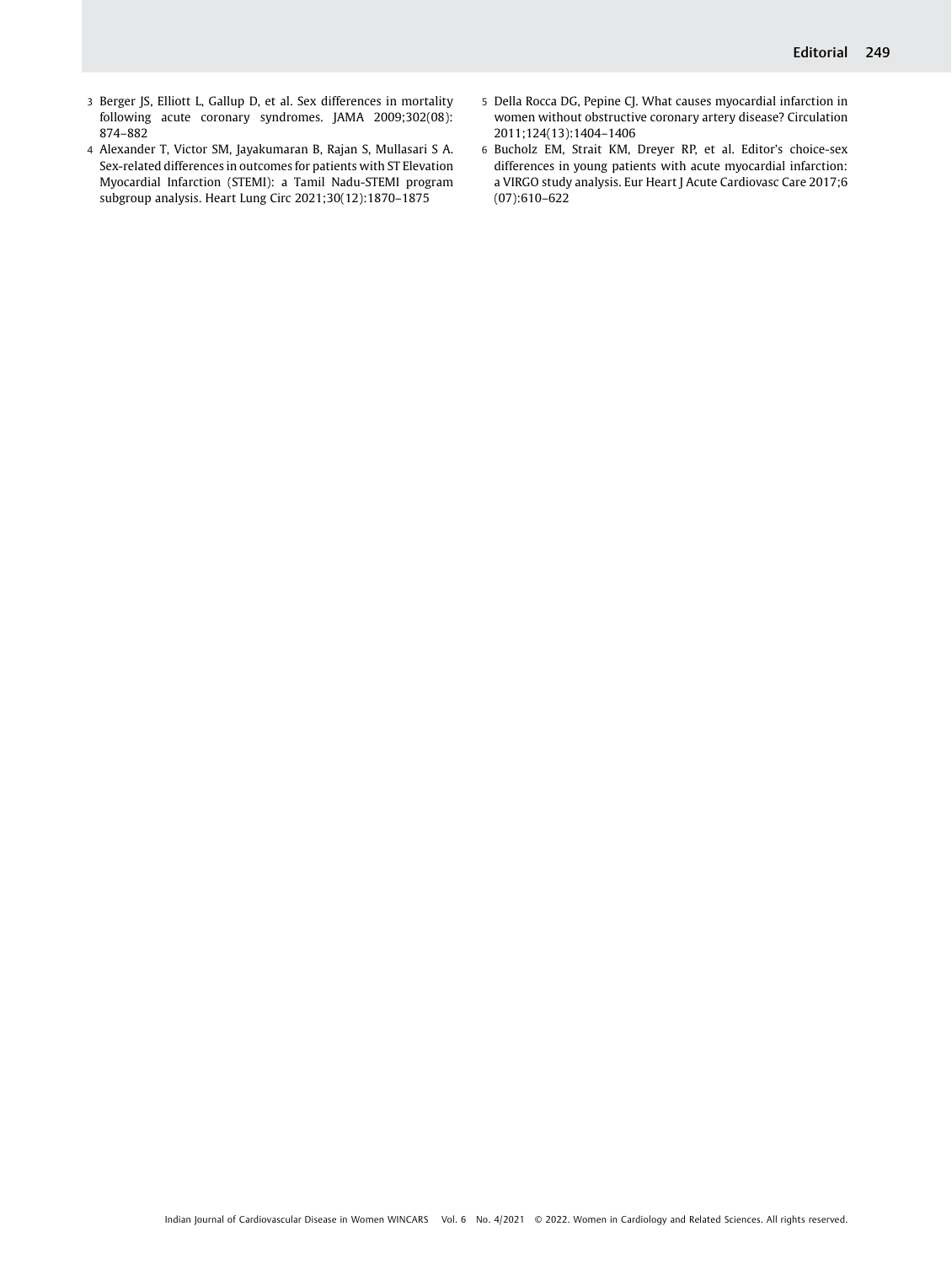3 Berger JS, Elliott L, Gallup D, et al. Sex differences in mortality following acute coronary syndromes. JAMA 2009;302(08): 874–882

4 Alexander T, Victor SM, Jayakumaran B, Rajan S, Mullasari S A. Sex-related differences in outcomes for patients with ST Elevation Myocardial Infarction (STEMI): a Tamil Nadu-STEMI program subgroup analysis. Heart Lung Circ 2021;30(12):1870–1875

5 Della Rocca DG, Pepine CJ. What causes myocardial infarction in women without obstructive coronary artery disease? Circulation 2011;124(13):1404–1406

6 Bucholz EM, Strait KM, Dreyer RP, et al. Editor's choice-sex differences in young patients with acute myocardial infarction: a VIRGO study analysis. Eur Heart J Acute Cardiovasc Care 2017;6 (07):610–622